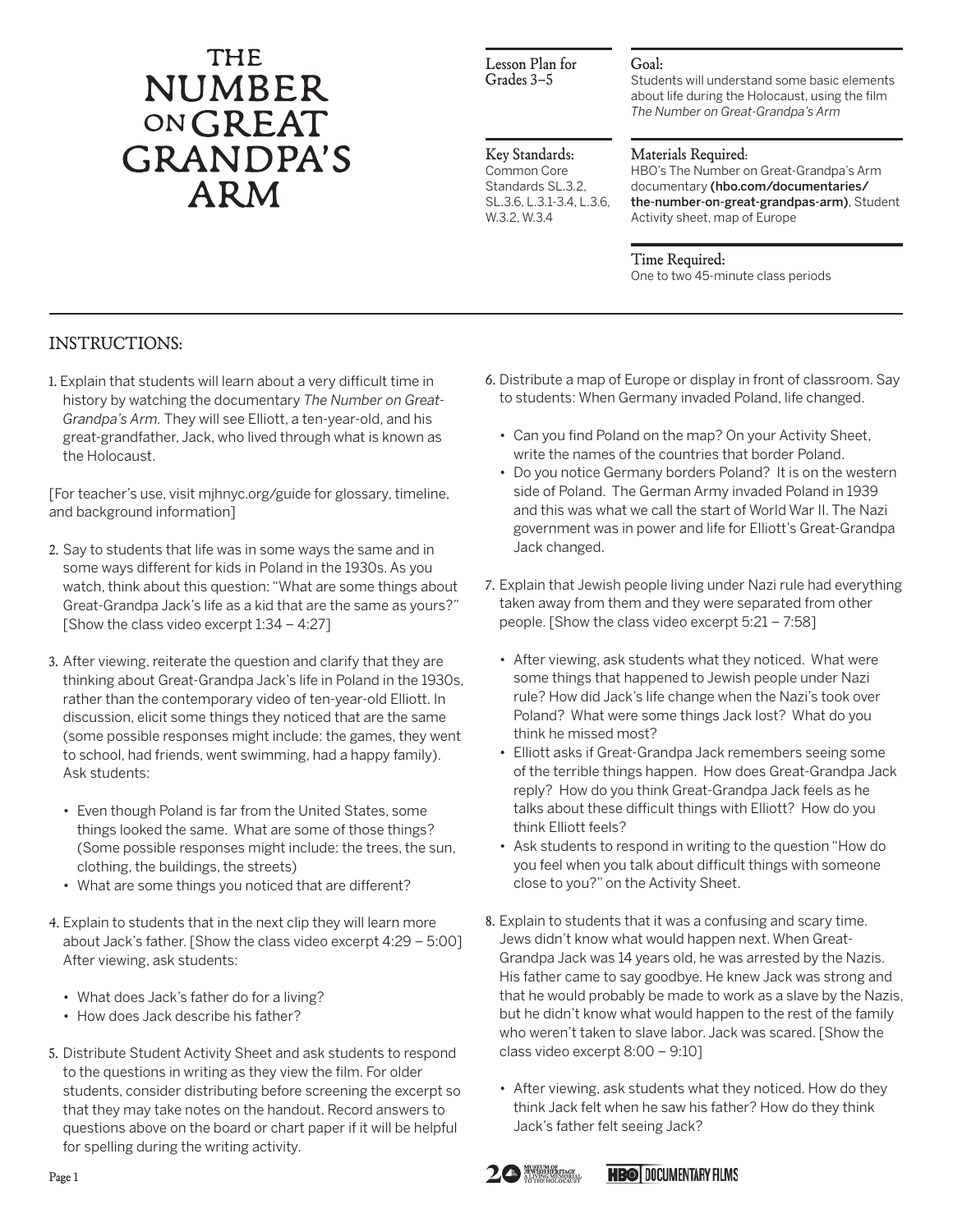# THE NUMBER ON GREAT GRANDPA'S ARM

**Lesson Plan for Grades 3–5**

**Goal:**
Students will understand some basic elements about life during the Holocaust, using the film *The Number on Great-Grandpa's Arm*

**Key Standards:**
Common Core Standards SL.3.2, SL.3.6, L.3.1-3.4, L.3.6, W.3.2, W.3.4

**Materials Required:**
HBO's The Number on Great-Grandpa's Arm documentary **(hbo.com/documentaries/the-number-on-great-grandpas-arm)**, Student Activity sheet, map of Europe

**Time Required:**
One to two 45-minute class periods

## INSTRUCTIONS:

1. Explain that students will learn about a very difficult time in history by watching the documentary *The Number on Great-Grandpa's Arm.* They will see Elliott, a ten-year-old, and his great-grandfather, Jack, who lived through what is known as the Holocaust.

[For teacher's use, visit mjhnyc.org/guide for glossary, timeline, and background information]

2. Say to students that life was in some ways the same and in some ways different for kids in Poland in the 1930s. As you watch, think about this question: "What are some things about Great-Grandpa Jack's life as a kid that are the same as yours?" [Show the class video excerpt 1:34 – 4:27]

3. After viewing, reiterate the question and clarify that they are thinking about Great-Grandpa Jack's life in Poland in the 1930s, rather than the contemporary video of ten-year-old Elliott. In discussion, elicit some things they noticed that are the same (some possible responses might include: the games, they went to school, had friends, went swimming, had a happy family). Ask students:

   - Even though Poland is far from the United States, some things looked the same. What are some of those things? (Some possible responses might include: the trees, the sun, clothing, the buildings, the streets)
   - What are some things you noticed that are different?

4. Explain to students that in the next clip they will learn more about Jack's father. [Show the class video excerpt 4:29 – 5:00] After viewing, ask students:

   - What does Jack's father do for a living?
   - How does Jack describe his father?

5. Distribute Student Activity Sheet and ask students to respond to the questions in writing as they view the film. For older students, consider distributing before screening the excerpt so that they may take notes on the handout. Record answers to questions above on the board or chart paper if it will be helpful for spelling during the writing activity.

6. Distribute a map of Europe or display in front of classroom. Say to students: When Germany invaded Poland, life changed.

   - Can you find Poland on the map? On your Activity Sheet, write the names of the countries that border Poland.
   - Do you notice Germany borders Poland? It is on the western side of Poland. The German Army invaded Poland in 1939 and this was what we call the start of World War II. The Nazi government was in power and life for Elliott's Great-Grandpa Jack changed.

7. Explain that Jewish people living under Nazi rule had everything taken away from them and they were separated from other people. [Show the class video excerpt 5:21 – 7:58]

   - After viewing, ask students what they noticed. What were some things that happened to Jewish people under Nazi rule? How did Jack's life change when the Nazi's took over Poland? What were some things Jack lost? What do you think he missed most?
   - Elliott asks if Great-Grandpa Jack remembers seeing some of the terrible things happen. How does Great-Grandpa Jack reply? How do you think Great-Grandpa Jack feels as he talks about these difficult things with Elliott? How do you think Elliott feels?
   - Ask students to respond in writing to the question "How do you feel when you talk about difficult things with someone close to you?" on the Activity Sheet.

8. Explain to students that it was a confusing and scary time. Jews didn't know what would happen next. When Great-Grandpa Jack was 14 years old, he was arrested by the Nazis. His father came to say goodbye. He knew Jack was strong and that he would probably be made to work as a slave by the Nazis, but he didn't know what would happen to the rest of the family who weren't taken to slave labor. Jack was scared. [Show the class video excerpt 8:00 – 9:10]

   - After viewing, ask students what they noticed. How do they think Jack felt when he saw his father? How do they think Jack's father felt seeing Jack?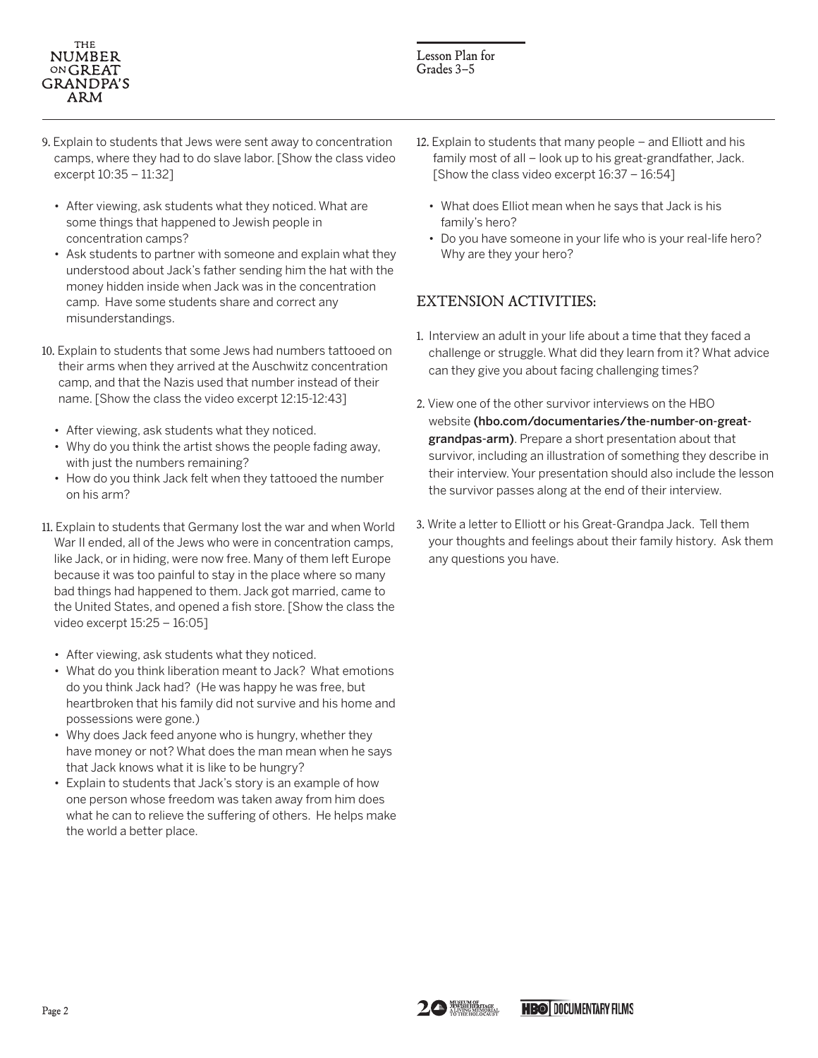9. Explain to students that Jews were sent away to concentration camps, where they had to do slave labor. [Show the class video excerpt 10:35 – 11:32]

   - After viewing, ask students what they noticed. What are some things that happened to Jewish people in concentration camps?
   - Ask students to partner with someone and explain what they understood about Jack's father sending him the hat with the money hidden inside when Jack was in the concentration camp. Have some students share and correct any misunderstandings.

10. Explain to students that some Jews had numbers tattooed on their arms when they arrived at the Auschwitz concentration camp, and that the Nazis used that number instead of their name. [Show the class the video excerpt 12:15-12:43]

    - After viewing, ask students what they noticed.
    - Why do you think the artist shows the people fading away, with just the numbers remaining?
    - How do you think Jack felt when they tattooed the number on his arm?

11. Explain to students that Germany lost the war and when World War II ended, all of the Jews who were in concentration camps, like Jack, or in hiding, were now free. Many of them left Europe because it was too painful to stay in the place where so many bad things had happened to them. Jack got married, came to the United States, and opened a fish store. [Show the class the video excerpt 15:25 – 16:05]

    - After viewing, ask students what they noticed.
    - What do you think liberation meant to Jack? What emotions do you think Jack had? (He was happy he was free, but heartbroken that his family did not survive and his home and possessions were gone.)
    - Why does Jack feed anyone who is hungry, whether they have money or not? What does the man mean when he says that Jack knows what it is like to be hungry?
    - Explain to students that Jack's story is an example of how one person whose freedom was taken away from him does what he can to relieve the suffering of others. He helps make the world a better place.

12. Explain to students that many people – and Elliott and his family most of all – look up to his great-grandfather, Jack. [Show the class video excerpt 16:37 – 16:54]

    - What does Elliot mean when he says that Jack is his family's hero?
    - Do you have someone in your life who is your real-life hero? Why are they your hero?

## EXTENSION ACTIVITIES:

1. Interview an adult in your life about a time that they faced a challenge or struggle. What did they learn from it? What advice can they give you about facing challenging times?

2. View one of the other survivor interviews on the HBO website **(hbo.com/documentaries/the-number-on-great-grandpas-arm)**. Prepare a short presentation about that survivor, including an illustration of something they describe in their interview. Your presentation should also include the lesson the survivor passes along at the end of their interview.

3. Write a letter to Elliott or his Great-Grandpa Jack. Tell them your thoughts and feelings about their family history. Ask them any questions you have.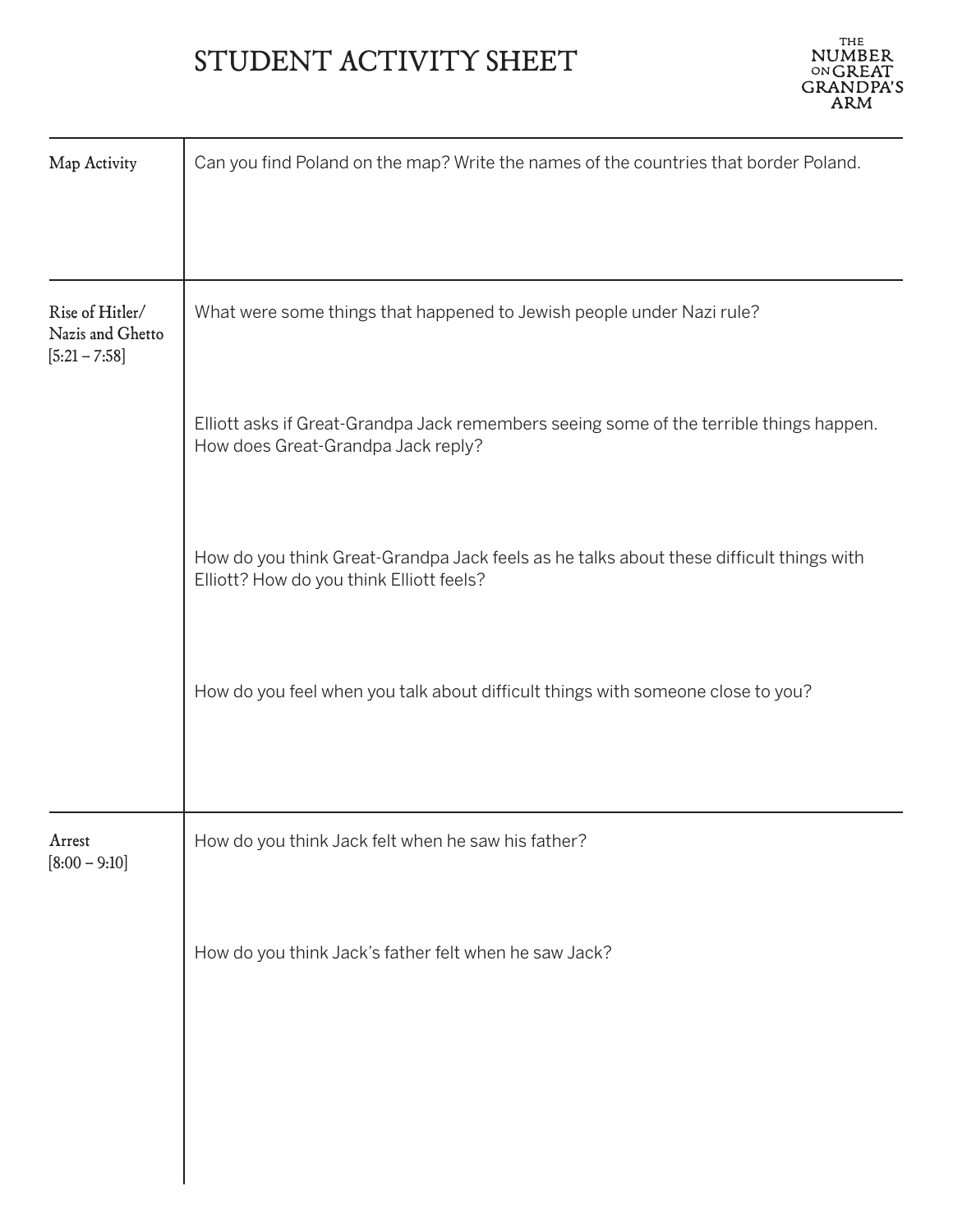# STUDENT ACTIVITY SHEET

THE NUMBER ON GREAT GRANDPA'S ARM

| | |
|---|---|
| Map Activity | Can you find Poland on the map? Write the names of the countries that border Poland. |
| Rise of Hitler/ Nazis and Ghetto [5:21 – 7:58] | What were some things that happened to Jewish people under Nazi rule? |
| | Elliott asks if Great-Grandpa Jack remembers seeing some of the terrible things happen. How does Great-Grandpa Jack reply? |
| | How do you think Great-Grandpa Jack feels as he talks about these difficult things with Elliott? How do you think Elliott feels? |
| | How do you feel when you talk about difficult things with someone close to you? |
| Arrest [8:00 – 9:10] | How do you think Jack felt when he saw his father? |
| | How do you think Jack's father felt when he saw Jack? |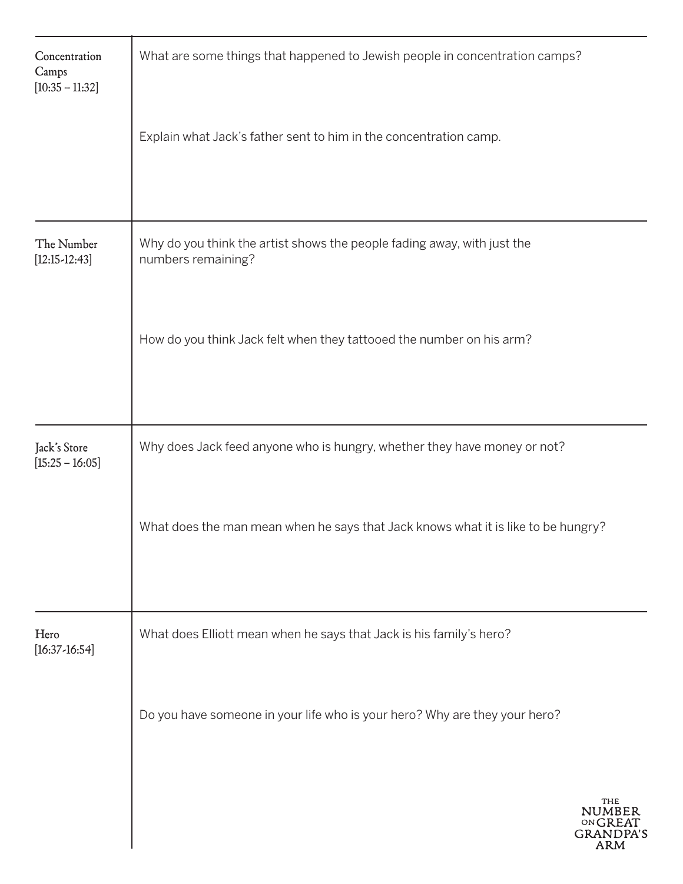| | |
|---|---|
| Concentration Camps [10:35 – 11:32] | What are some things that happened to Jewish people in concentration camps?<br><br>Explain what Jack's father sent to him in the concentration camp. |
| The Number [12:15-12:43] | Why do you think the artist shows the people fading away, with just the numbers remaining?<br><br>How do you think Jack felt when they tattooed the number on his arm? |
| Jack's Store [15:25 – 16:05] | Why does Jack feed anyone who is hungry, whether they have money or not?<br><br>What does the man mean when he says that Jack knows what it is like to be hungry? |
| Hero [16:37-16:54] | What does Elliott mean when he says that Jack is his family's hero?<br><br>Do you have someone in your life who is your hero? Why are they your hero? |